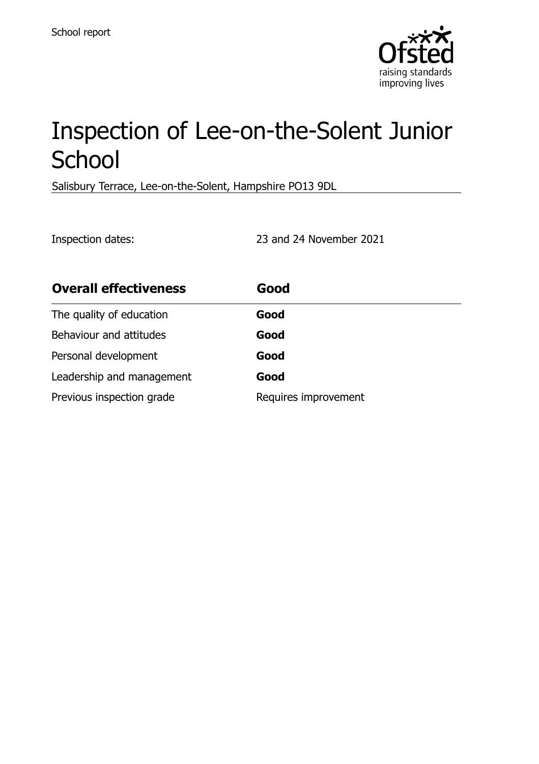School report

# Inspection of Lee-on-the-Solent Junior School

Salisbury Terrace, Lee-on-the-Solent, Hampshire PO13 9DL

Inspection dates: 23 and 24 November 2021

| **Overall effectiveness** | **Good** |
| --- | --- |
| The quality of education | **Good** |
| Behaviour and attitudes | **Good** |
| Personal development | **Good** |
| Leadership and management | **Good** |
| Previous inspection grade | Requires improvement |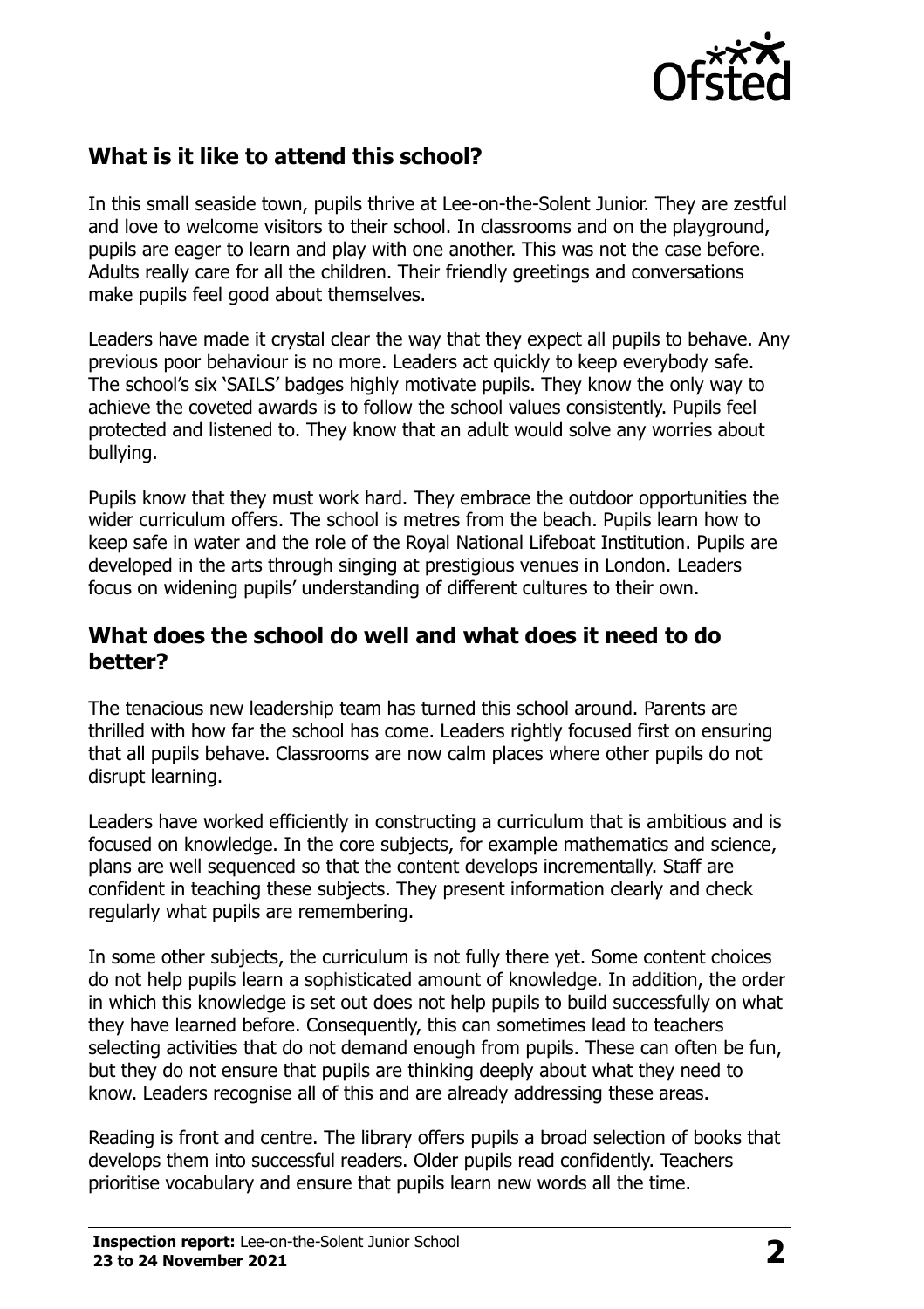## What is it like to attend this school?

In this small seaside town, pupils thrive at Lee-on-the-Solent Junior. They are zestful and love to welcome visitors to their school. In classrooms and on the playground, pupils are eager to learn and play with one another. This was not the case before. Adults really care for all the children. Their friendly greetings and conversations make pupils feel good about themselves.

Leaders have made it crystal clear the way that they expect all pupils to behave. Any previous poor behaviour is no more. Leaders act quickly to keep everybody safe. The school's six 'SAILS' badges highly motivate pupils. They know the only way to achieve the coveted awards is to follow the school values consistently. Pupils feel protected and listened to. They know that an adult would solve any worries about bullying.

Pupils know that they must work hard. They embrace the outdoor opportunities the wider curriculum offers. The school is metres from the beach. Pupils learn how to keep safe in water and the role of the Royal National Lifeboat Institution. Pupils are developed in the arts through singing at prestigious venues in London. Leaders focus on widening pupils' understanding of different cultures to their own.

## What does the school do well and what does it need to do better?

The tenacious new leadership team has turned this school around. Parents are thrilled with how far the school has come. Leaders rightly focused first on ensuring that all pupils behave. Classrooms are now calm places where other pupils do not disrupt learning.

Leaders have worked efficiently in constructing a curriculum that is ambitious and is focused on knowledge. In the core subjects, for example mathematics and science, plans are well sequenced so that the content develops incrementally. Staff are confident in teaching these subjects. They present information clearly and check regularly what pupils are remembering.

In some other subjects, the curriculum is not fully there yet. Some content choices do not help pupils learn a sophisticated amount of knowledge. In addition, the order in which this knowledge is set out does not help pupils to build successfully on what they have learned before. Consequently, this can sometimes lead to teachers selecting activities that do not demand enough from pupils. These can often be fun, but they do not ensure that pupils are thinking deeply about what they need to know. Leaders recognise all of this and are already addressing these areas.

Reading is front and centre. The library offers pupils a broad selection of books that develops them into successful readers. Older pupils read confidently. Teachers prioritise vocabulary and ensure that pupils learn new words all the time.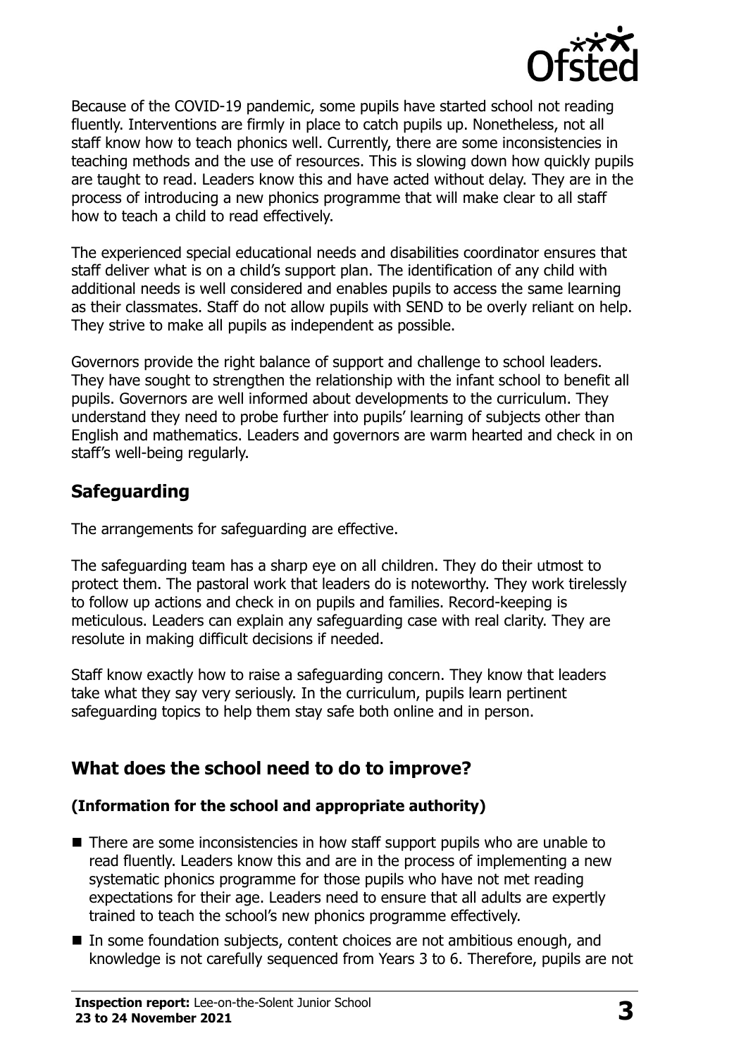Because of the COVID-19 pandemic, some pupils have started school not reading fluently. Interventions are firmly in place to catch pupils up. Nonetheless, not all staff know how to teach phonics well. Currently, there are some inconsistencies in teaching methods and the use of resources. This is slowing down how quickly pupils are taught to read. Leaders know this and have acted without delay. They are in the process of introducing a new phonics programme that will make clear to all staff how to teach a child to read effectively.

The experienced special educational needs and disabilities coordinator ensures that staff deliver what is on a child's support plan. The identification of any child with additional needs is well considered and enables pupils to access the same learning as their classmates. Staff do not allow pupils with SEND to be overly reliant on help. They strive to make all pupils as independent as possible.

Governors provide the right balance of support and challenge to school leaders. They have sought to strengthen the relationship with the infant school to benefit all pupils. Governors are well informed about developments to the curriculum. They understand they need to probe further into pupils' learning of subjects other than English and mathematics. Leaders and governors are warm hearted and check in on staff's well-being regularly.

## Safeguarding

The arrangements for safeguarding are effective.

The safeguarding team has a sharp eye on all children. They do their utmost to protect them. The pastoral work that leaders do is noteworthy. They work tirelessly to follow up actions and check in on pupils and families. Record-keeping is meticulous. Leaders can explain any safeguarding case with real clarity. They are resolute in making difficult decisions if needed.

Staff know exactly how to raise a safeguarding concern. They know that leaders take what they say very seriously. In the curriculum, pupils learn pertinent safeguarding topics to help them stay safe both online and in person.

## What does the school need to do to improve?

### (Information for the school and appropriate authority)

- There are some inconsistencies in how staff support pupils who are unable to read fluently. Leaders know this and are in the process of implementing a new systematic phonics programme for those pupils who have not met reading expectations for their age. Leaders need to ensure that all adults are expertly trained to teach the school's new phonics programme effectively.
- In some foundation subjects, content choices are not ambitious enough, and knowledge is not carefully sequenced from Years 3 to 6. Therefore, pupils are not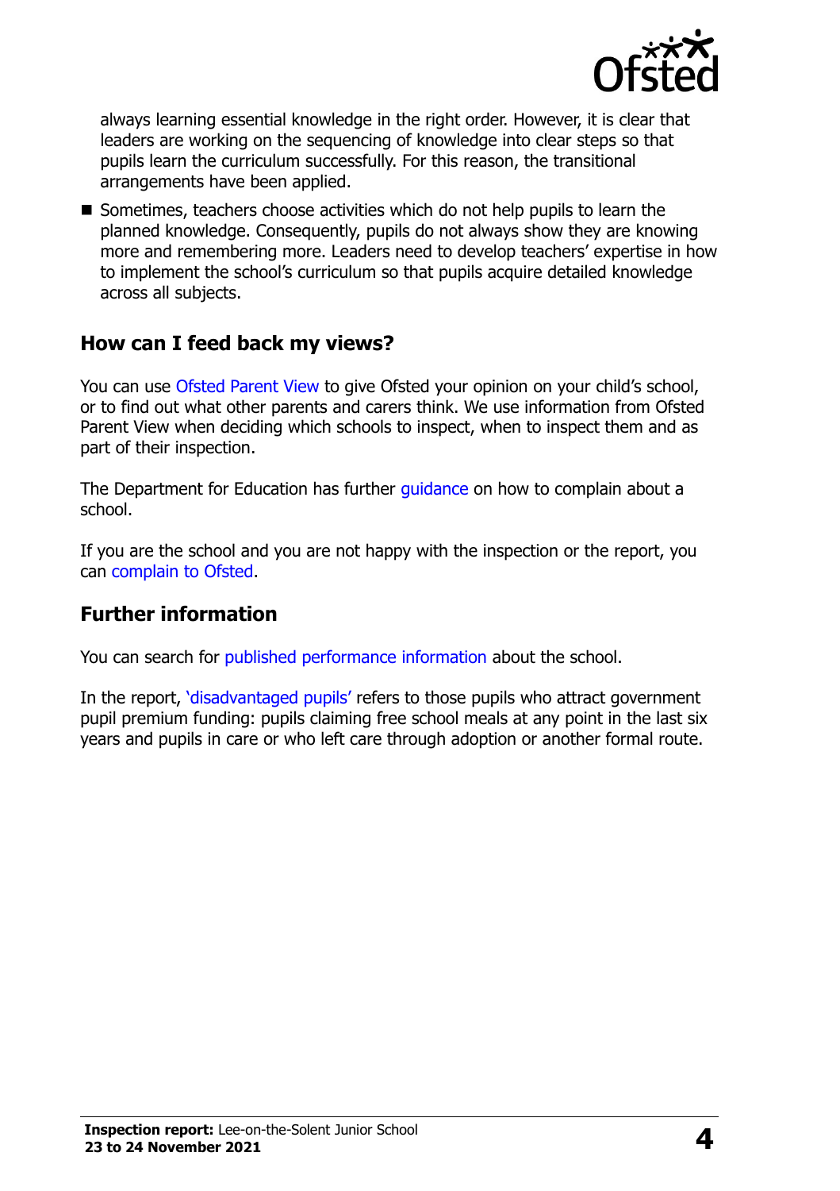always learning essential knowledge in the right order. However, it is clear that leaders are working on the sequencing of knowledge into clear steps so that pupils learn the curriculum successfully. For this reason, the transitional arrangements have been applied.

- Sometimes, teachers choose activities which do not help pupils to learn the planned knowledge. Consequently, pupils do not always show they are knowing more and remembering more. Leaders need to develop teachers' expertise in how to implement the school's curriculum so that pupils acquire detailed knowledge across all subjects.

## How can I feed back my views?

You can use Ofsted Parent View to give Ofsted your opinion on your child's school, or to find out what other parents and carers think. We use information from Ofsted Parent View when deciding which schools to inspect, when to inspect them and as part of their inspection.

The Department for Education has further guidance on how to complain about a school.

If you are the school and you are not happy with the inspection or the report, you can complain to Ofsted.

## Further information

You can search for published performance information about the school.

In the report, 'disadvantaged pupils' refers to those pupils who attract government pupil premium funding: pupils claiming free school meals at any point in the last six years and pupils in care or who left care through adoption or another formal route.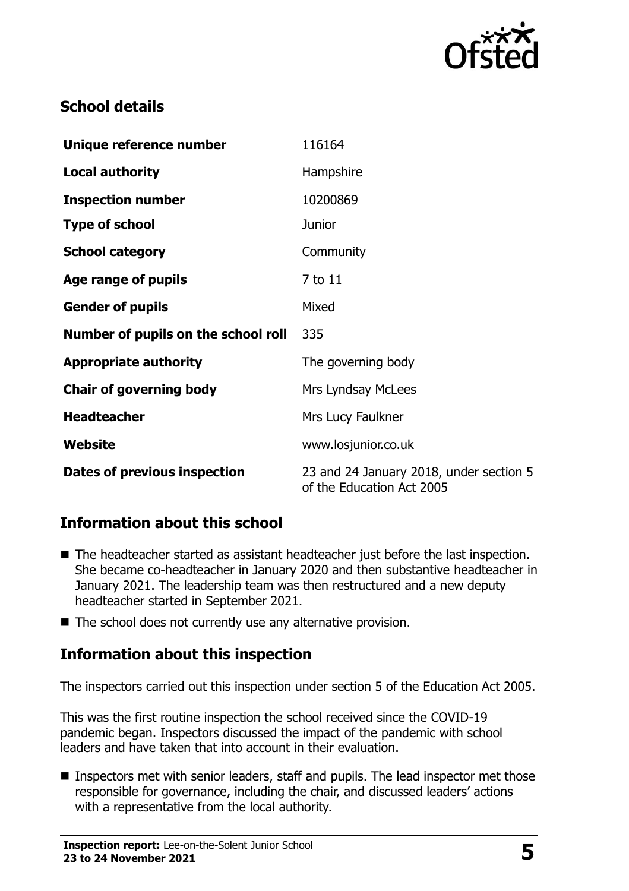## School details

| | |
|---|---|
| **Unique reference number** | 116164 |
| **Local authority** | Hampshire |
| **Inspection number** | 10200869 |
| **Type of school** | Junior |
| **School category** | Community |
| **Age range of pupils** | 7 to 11 |
| **Gender of pupils** | Mixed |
| **Number of pupils on the school roll** | 335 |
| **Appropriate authority** | The governing body |
| **Chair of governing body** | Mrs Lyndsay McLees |
| **Headteacher** | Mrs Lucy Faulkner |
| **Website** | www.losjunior.co.uk |
| **Dates of previous inspection** | 23 and 24 January 2018, under section 5 of the Education Act 2005 |

## Information about this school

- The headteacher started as assistant headteacher just before the last inspection. She became co-headteacher in January 2020 and then substantive headteacher in January 2021. The leadership team was then restructured and a new deputy headteacher started in September 2021.
- The school does not currently use any alternative provision.

## Information about this inspection

The inspectors carried out this inspection under section 5 of the Education Act 2005.

This was the first routine inspection the school received since the COVID-19 pandemic began. Inspectors discussed the impact of the pandemic with school leaders and have taken that into account in their evaluation.

- Inspectors met with senior leaders, staff and pupils. The lead inspector met those responsible for governance, including the chair, and discussed leaders' actions with a representative from the local authority.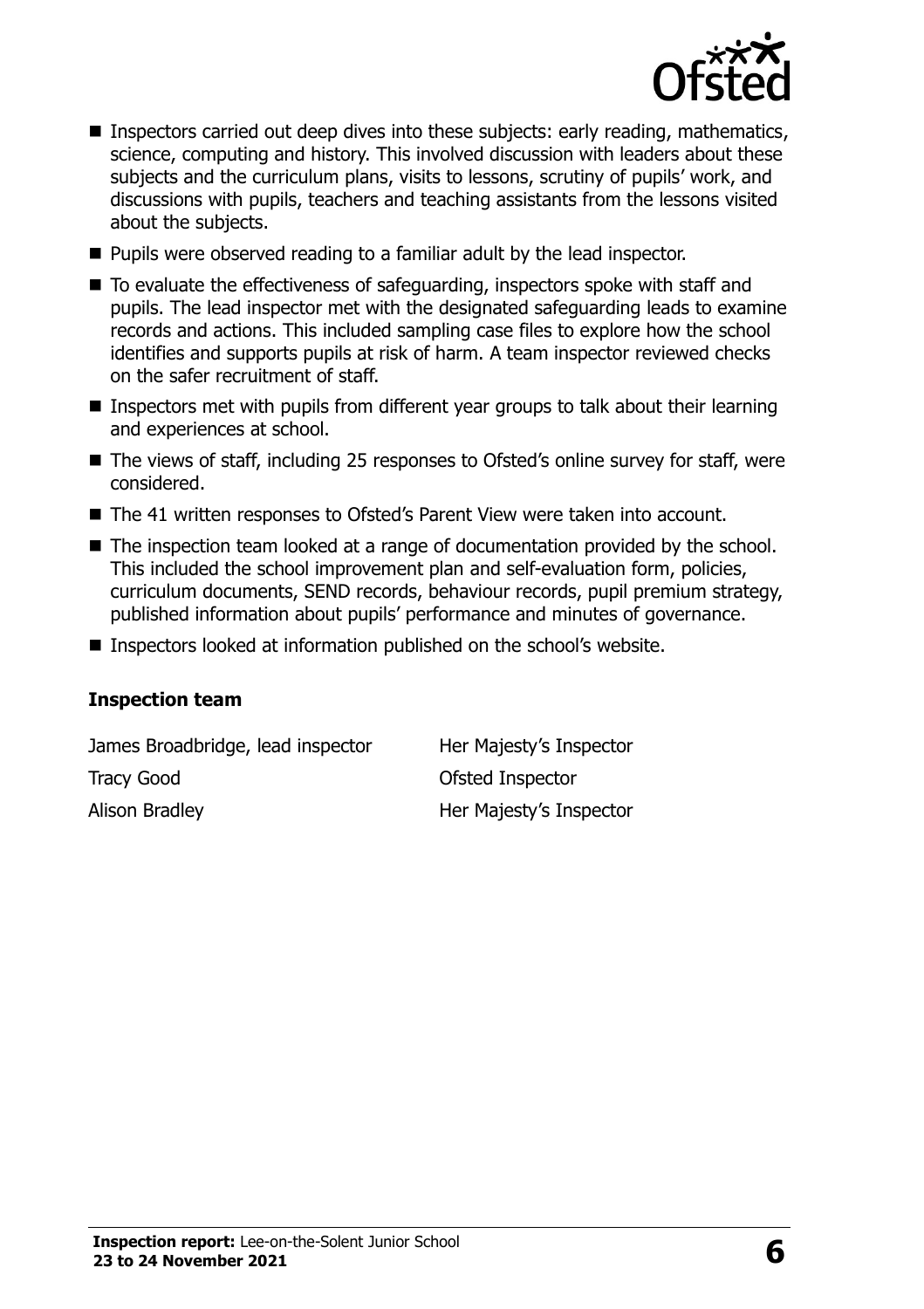- Inspectors carried out deep dives into these subjects: early reading, mathematics, science, computing and history. This involved discussion with leaders about these subjects and the curriculum plans, visits to lessons, scrutiny of pupils' work, and discussions with pupils, teachers and teaching assistants from the lessons visited about the subjects.
- Pupils were observed reading to a familiar adult by the lead inspector.
- To evaluate the effectiveness of safeguarding, inspectors spoke with staff and pupils. The lead inspector met with the designated safeguarding leads to examine records and actions. This included sampling case files to explore how the school identifies and supports pupils at risk of harm. A team inspector reviewed checks on the safer recruitment of staff.
- Inspectors met with pupils from different year groups to talk about their learning and experiences at school.
- The views of staff, including 25 responses to Ofsted's online survey for staff, were considered.
- The 41 written responses to Ofsted's Parent View were taken into account.
- The inspection team looked at a range of documentation provided by the school. This included the school improvement plan and self-evaluation form, policies, curriculum documents, SEND records, behaviour records, pupil premium strategy, published information about pupils' performance and minutes of governance.
- Inspectors looked at information published on the school's website.

### Inspection team

| | |
|---|---|
| James Broadbridge, lead inspector | Her Majesty's Inspector |
| Tracy Good | Ofsted Inspector |
| Alison Bradley | Her Majesty's Inspector |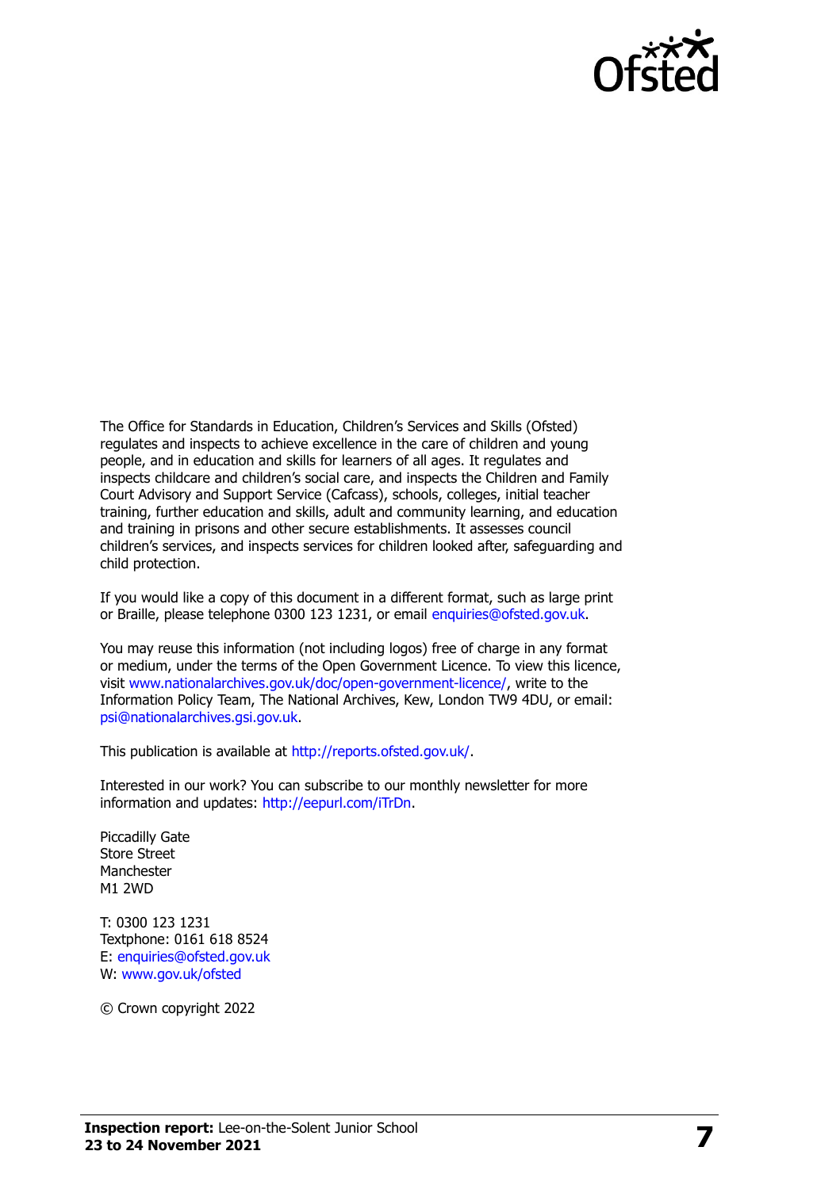The Office for Standards in Education, Children's Services and Skills (Ofsted) regulates and inspects to achieve excellence in the care of children and young people, and in education and skills for learners of all ages. It regulates and inspects childcare and children's social care, and inspects the Children and Family Court Advisory and Support Service (Cafcass), schools, colleges, initial teacher training, further education and skills, adult and community learning, and education and training in prisons and other secure establishments. It assesses council children's services, and inspects services for children looked after, safeguarding and child protection.

If you would like a copy of this document in a different format, such as large print or Braille, please telephone 0300 123 1231, or email enquiries@ofsted.gov.uk.

You may reuse this information (not including logos) free of charge in any format or medium, under the terms of the Open Government Licence. To view this licence, visit www.nationalarchives.gov.uk/doc/open-government-licence/, write to the Information Policy Team, The National Archives, Kew, London TW9 4DU, or email: psi@nationalarchives.gsi.gov.uk.

This publication is available at http://reports.ofsted.gov.uk/.

Interested in our work? You can subscribe to our monthly newsletter for more information and updates: http://eepurl.com/iTrDn.

Piccadilly Gate
Store Street
Manchester
M1 2WD

T: 0300 123 1231
Textphone: 0161 618 8524
E: enquiries@ofsted.gov.uk
W: www.gov.uk/ofsted

© Crown copyright 2022